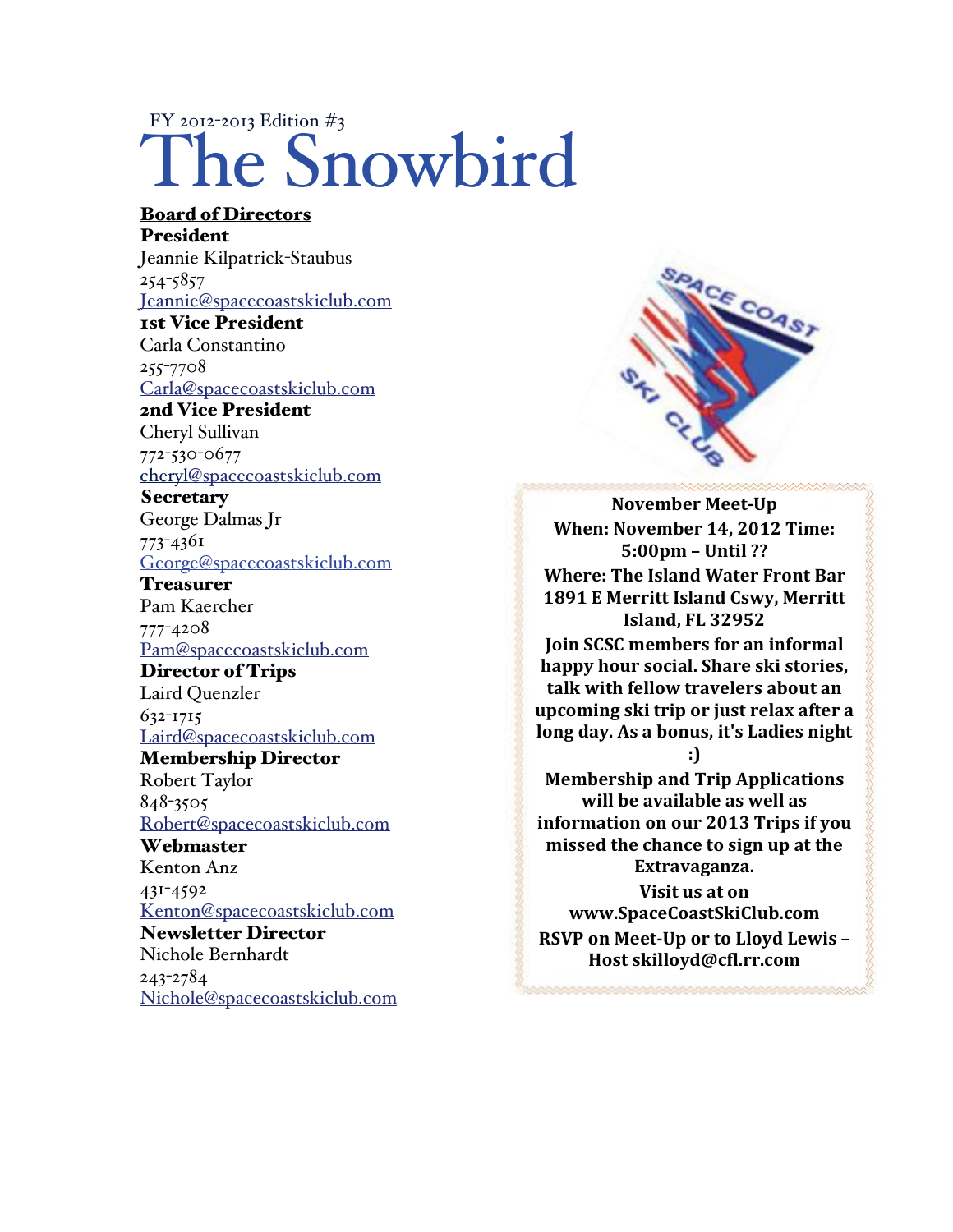FY 2012-2013 Edition #3

# The Snowbird

**Board of Directors**

**President**
Jeannie Kilpatrick-Staubus
254-5857
Jeannie@spacecoastskiclub.com

**1st Vice President**
Carla Constantino
255-7708
Carla@spacecoastskiclub.com

**2nd Vice President**
Cheryl Sullivan
772-530-0677
cheryl@spacecoastskiclub.com

**Secretary**
George Dalmas Jr
773-4361
George@spacecoastskiclub.com

**Treasurer**
Pam Kaercher
777-4208
Pam@spacecoastskiclub.com

**Director of Trips**
Laird Quenzler
632-1715
Laird@spacecoastskiclub.com

**Membership Director**
Robert Taylor
848-3505
Robert@spacecoastskiclub.com

**Webmaster**
Kenton Anz
431-4592
Kenton@spacecoastskiclub.com

**Newsletter Director**
Nichole Bernhardt
243-2784
Nichole@spacecoastskiclub.com

**November Meet-Up**
**When: November 14, 2012 Time: 5:00pm – Until ??**
**Where: The Island Water Front Bar 1891 E Merritt Island Cswy, Merritt Island, FL 32952**

**Join SCSC members for an informal happy hour social. Share ski stories, talk with fellow travelers about an upcoming ski trip or just relax after a long day. As a bonus, it's Ladies night :)**

**Membership and Trip Applications will be available as well as information on our 2013 Trips if you missed the chance to sign up at the Extravaganza.**

**Visit us at on www.SpaceCoastSkiClub.com**

**RSVP on Meet-Up or to Lloyd Lewis – Host skilloyd@cfl.rr.com**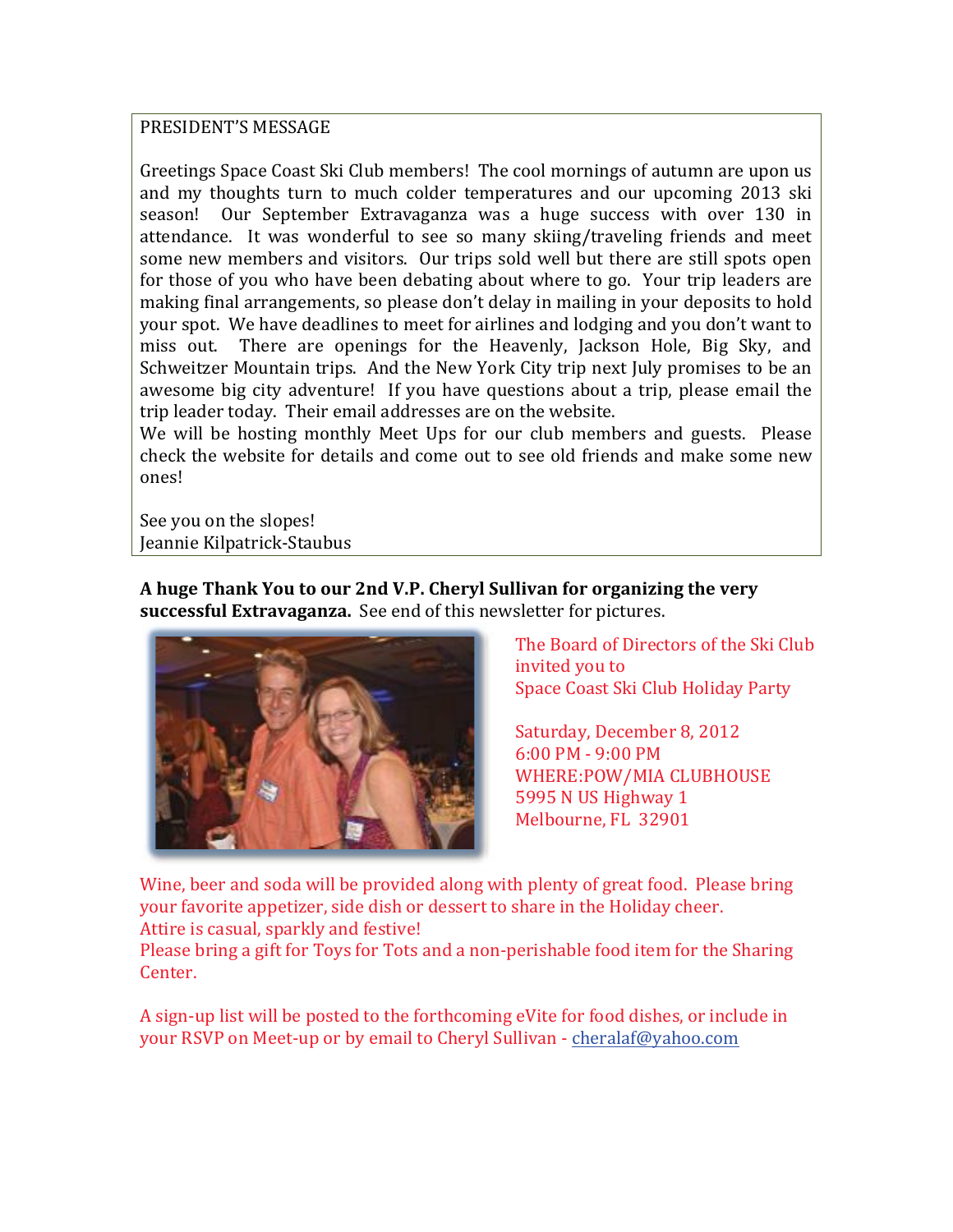## PRESIDENT'S MESSAGE

Greetings Space Coast Ski Club members! The cool mornings of autumn are upon us and my thoughts turn to much colder temperatures and our upcoming 2013 ski season! Our September Extravaganza was a huge success with over 130 in attendance. It was wonderful to see so many skiing/traveling friends and meet some new members and visitors. Our trips sold well but there are still spots open for those of you who have been debating about where to go. Your trip leaders are making final arrangements, so please don't delay in mailing in your deposits to hold your spot. We have deadlines to meet for airlines and lodging and you don't want to miss out. There are openings for the Heavenly, Jackson Hole, Big Sky, and Schweitzer Mountain trips. And the New York City trip next July promises to be an awesome big city adventure! If you have questions about a trip, please email the trip leader today. Their email addresses are on the website.

We will be hosting monthly Meet Ups for our club members and guests. Please check the website for details and come out to see old friends and make some new ones!

See you on the slopes!
Jeannie Kilpatrick-Staubus

**A huge Thank You to our 2nd V.P. Cheryl Sullivan for organizing the very successful Extravaganza.** See end of this newsletter for pictures.

The Board of Directors of the Ski Club invited you to
Space Coast Ski Club Holiday Party

Saturday, December 8, 2012
6:00 PM - 9:00 PM
WHERE:POW/MIA CLUBHOUSE
5995 N US Highway 1
Melbourne, FL 32901

Wine, beer and soda will be provided along with plenty of great food. Please bring your favorite appetizer, side dish or dessert to share in the Holiday cheer.
Attire is casual, sparkly and festive!
Please bring a gift for Toys for Tots and a non-perishable food item for the Sharing Center.

A sign-up list will be posted to the forthcoming eVite for food dishes, or include in your RSVP on Meet-up or by email to Cheryl Sullivan - cheralaf@yahoo.com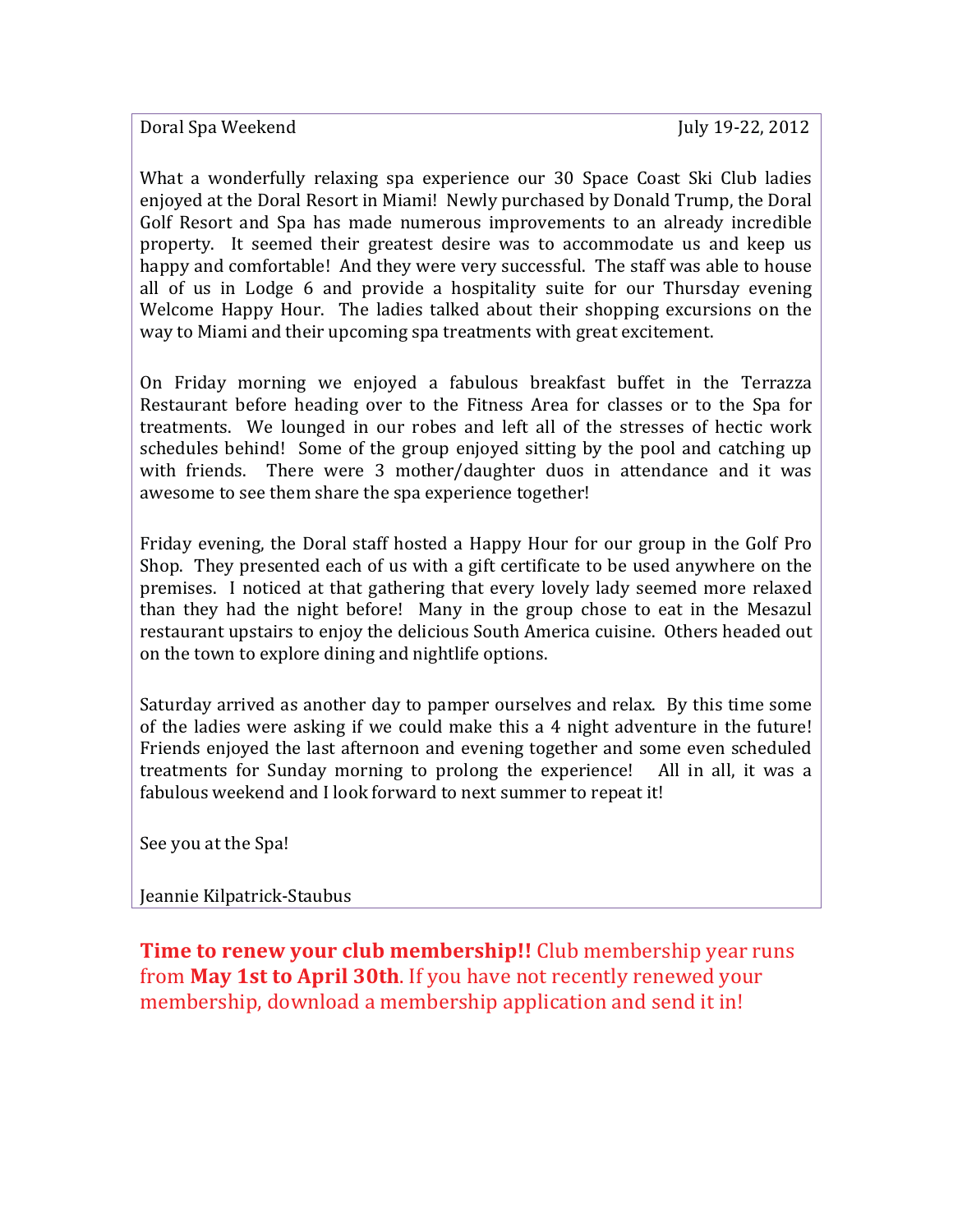Doral Spa Weekend July 19-22, 2012

What a wonderfully relaxing spa experience our 30 Space Coast Ski Club ladies enjoyed at the Doral Resort in Miami! Newly purchased by Donald Trump, the Doral Golf Resort and Spa has made numerous improvements to an already incredible property. It seemed their greatest desire was to accommodate us and keep us happy and comfortable! And they were very successful. The staff was able to house all of us in Lodge 6 and provide a hospitality suite for our Thursday evening Welcome Happy Hour. The ladies talked about their shopping excursions on the way to Miami and their upcoming spa treatments with great excitement.

On Friday morning we enjoyed a fabulous breakfast buffet in the Terrazza Restaurant before heading over to the Fitness Area for classes or to the Spa for treatments. We lounged in our robes and left all of the stresses of hectic work schedules behind! Some of the group enjoyed sitting by the pool and catching up with friends. There were 3 mother/daughter duos in attendance and it was awesome to see them share the spa experience together!

Friday evening, the Doral staff hosted a Happy Hour for our group in the Golf Pro Shop. They presented each of us with a gift certificate to be used anywhere on the premises. I noticed at that gathering that every lovely lady seemed more relaxed than they had the night before! Many in the group chose to eat in the Mesazul restaurant upstairs to enjoy the delicious South America cuisine. Others headed out on the town to explore dining and nightlife options.

Saturday arrived as another day to pamper ourselves and relax. By this time some of the ladies were asking if we could make this a 4 night adventure in the future! Friends enjoyed the last afternoon and evening together and some even scheduled treatments for Sunday morning to prolong the experience! All in all, it was a fabulous weekend and I look forward to next summer to repeat it!

See you at the Spa!

Jeannie Kilpatrick-Staubus

**Time to renew your club membership!!** Club membership year runs from **May 1st to April 30th**. If you have not recently renewed your membership, download a membership application and send it in!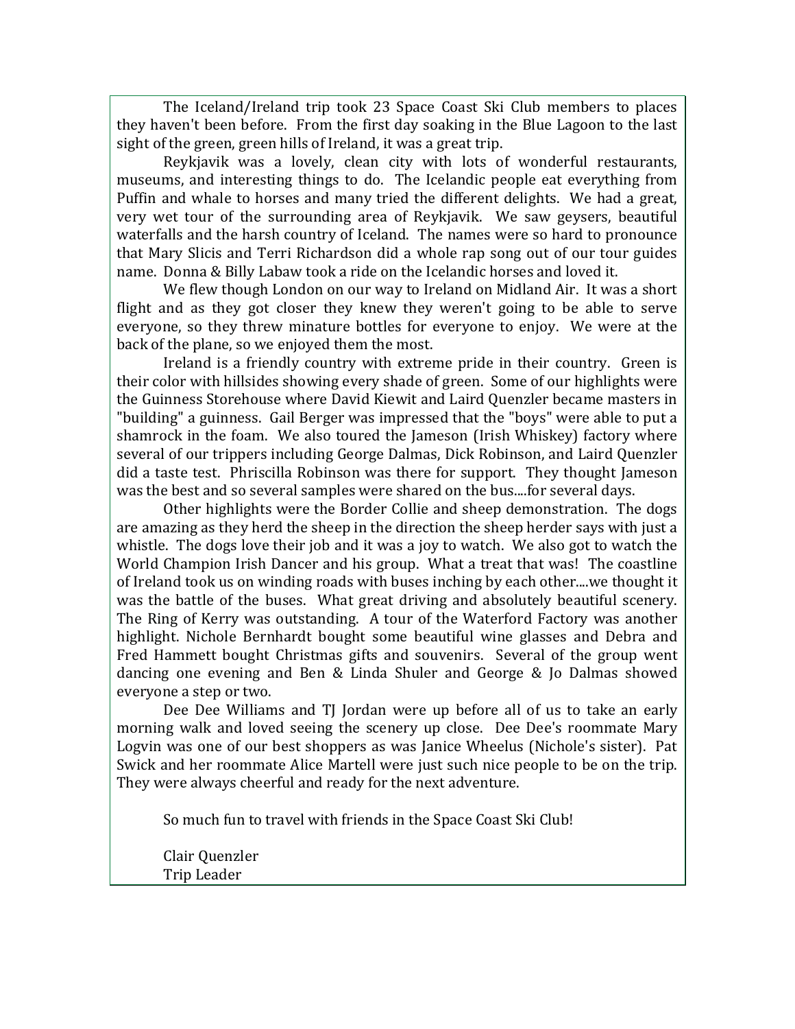The Iceland/Ireland trip took 23 Space Coast Ski Club members to places they haven't been before. From the first day soaking in the Blue Lagoon to the last sight of the green, green hills of Ireland, it was a great trip.

Reykjavik was a lovely, clean city with lots of wonderful restaurants, museums, and interesting things to do. The Icelandic people eat everything from Puffin and whale to horses and many tried the different delights. We had a great, very wet tour of the surrounding area of Reykjavik. We saw geysers, beautiful waterfalls and the harsh country of Iceland. The names were so hard to pronounce that Mary Slicis and Terri Richardson did a whole rap song out of our tour guides name. Donna & Billy Labaw took a ride on the Icelandic horses and loved it.

We flew though London on our way to Ireland on Midland Air. It was a short flight and as they got closer they knew they weren't going to be able to serve everyone, so they threw minature bottles for everyone to enjoy. We were at the back of the plane, so we enjoyed them the most.

Ireland is a friendly country with extreme pride in their country. Green is their color with hillsides showing every shade of green. Some of our highlights were the Guinness Storehouse where David Kiewit and Laird Quenzler became masters in "building" a guinness. Gail Berger was impressed that the "boys" were able to put a shamrock in the foam. We also toured the Jameson (Irish Whiskey) factory where several of our trippers including George Dalmas, Dick Robinson, and Laird Quenzler did a taste test. Phriscilla Robinson was there for support. They thought Jameson was the best and so several samples were shared on the bus....for several days.

Other highlights were the Border Collie and sheep demonstration. The dogs are amazing as they herd the sheep in the direction the sheep herder says with just a whistle. The dogs love their job and it was a joy to watch. We also got to watch the World Champion Irish Dancer and his group. What a treat that was! The coastline of Ireland took us on winding roads with buses inching by each other....we thought it was the battle of the buses. What great driving and absolutely beautiful scenery. The Ring of Kerry was outstanding. A tour of the Waterford Factory was another highlight. Nichole Bernhardt bought some beautiful wine glasses and Debra and Fred Hammett bought Christmas gifts and souvenirs. Several of the group went dancing one evening and Ben & Linda Shuler and George & Jo Dalmas showed everyone a step or two.

Dee Dee Williams and TJ Jordan were up before all of us to take an early morning walk and loved seeing the scenery up close. Dee Dee's roommate Mary Logvin was one of our best shoppers as was Janice Wheelus (Nichole's sister). Pat Swick and her roommate Alice Martell were just such nice people to be on the trip. They were always cheerful and ready for the next adventure.

So much fun to travel with friends in the Space Coast Ski Club!

Clair Quenzler
Trip Leader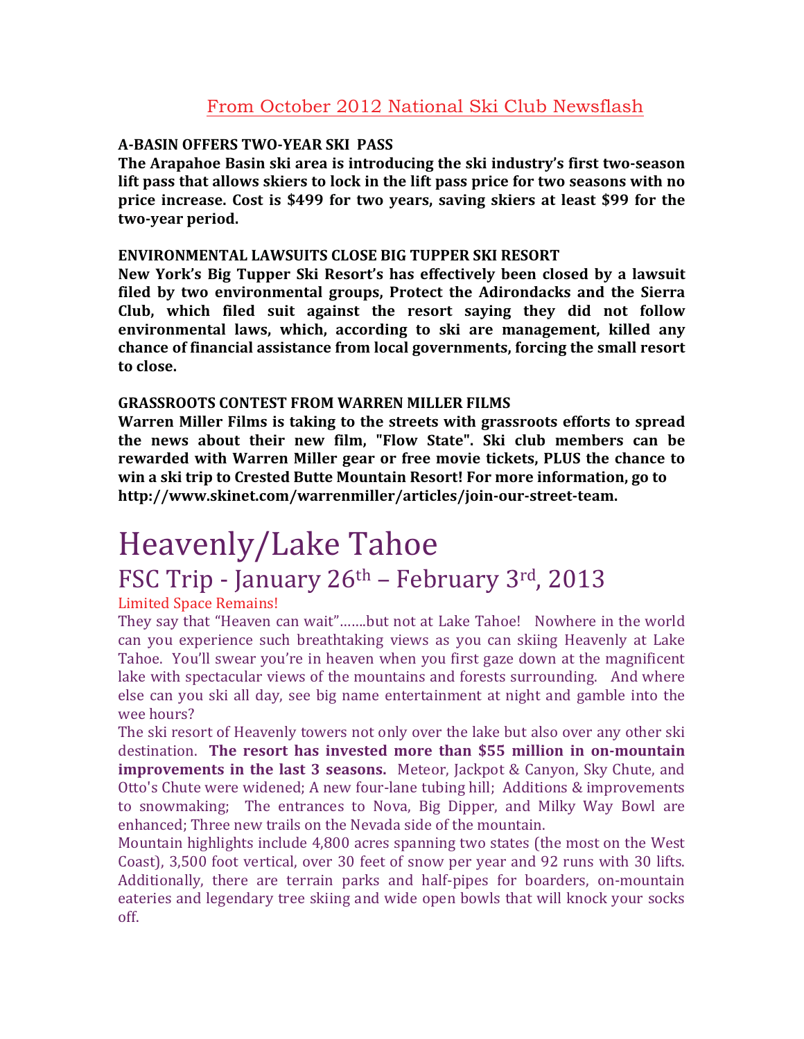## From October 2012 National Ski Club Newsflash

**A-BASIN OFFERS TWO-YEAR SKI PASS**

**The Arapahoe Basin ski area is introducing the ski industry's first two-season lift pass that allows skiers to lock in the lift pass price for two seasons with no price increase. Cost is $499 for two years, saving skiers at least $99 for the two-year period.**

**ENVIRONMENTAL LAWSUITS CLOSE BIG TUPPER SKI RESORT**

**New York's Big Tupper Ski Resort's has effectively been closed by a lawsuit filed by two environmental groups, Protect the Adirondacks and the Sierra Club, which filed suit against the resort saying they did not follow environmental laws, which, according to ski are management, killed any chance of financial assistance from local governments, forcing the small resort to close.**

**GRASSROOTS CONTEST FROM WARREN MILLER FILMS**

**Warren Miller Films is taking to the streets with grassroots efforts to spread the news about their new film, "Flow State". Ski club members can be rewarded with Warren Miller gear or free movie tickets, PLUS the chance to win a ski trip to Crested Butte Mountain Resort! For more information, go to http://www.skinet.com/warrenmiller/articles/join-our-street-team.**

# Heavenly/Lake Tahoe

## FSC Trip - January 26th – February 3rd, 2013

Limited Space Remains!

They say that "Heaven can wait"…….but not at Lake Tahoe! Nowhere in the world can you experience such breathtaking views as you can skiing Heavenly at Lake Tahoe. You'll swear you're in heaven when you first gaze down at the magnificent lake with spectacular views of the mountains and forests surrounding. And where else can you ski all day, see big name entertainment at night and gamble into the wee hours?

The ski resort of Heavenly towers not only over the lake but also over any other ski destination. **The resort has invested more than $55 million in on-mountain improvements in the last 3 seasons.** Meteor, Jackpot & Canyon, Sky Chute, and Otto's Chute were widened; A new four-lane tubing hill; Additions & improvements to snowmaking; The entrances to Nova, Big Dipper, and Milky Way Bowl are enhanced; Three new trails on the Nevada side of the mountain.

Mountain highlights include 4,800 acres spanning two states (the most on the West Coast), 3,500 foot vertical, over 30 feet of snow per year and 92 runs with 30 lifts. Additionally, there are terrain parks and half-pipes for boarders, on-mountain eateries and legendary tree skiing and wide open bowls that will knock your socks off.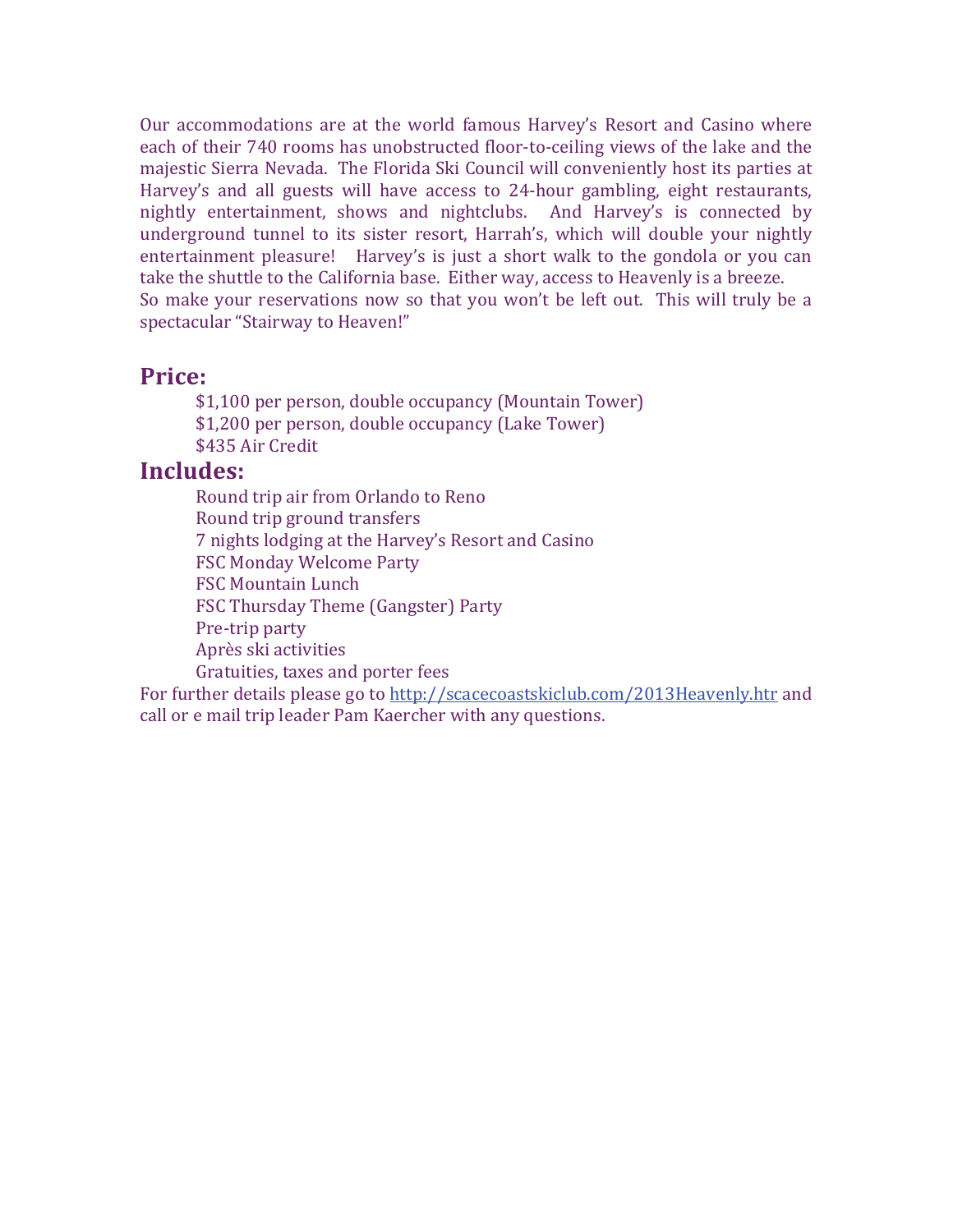Our accommodations are at the world famous Harvey's Resort and Casino where each of their 740 rooms has unobstructed floor-to-ceiling views of the lake and the majestic Sierra Nevada. The Florida Ski Council will conveniently host its parties at Harvey's and all guests will have access to 24-hour gambling, eight restaurants, nightly entertainment, shows and nightclubs. And Harvey's is connected by underground tunnel to its sister resort, Harrah's, which will double your nightly entertainment pleasure! Harvey's is just a short walk to the gondola or you can take the shuttle to the California base. Either way, access to Heavenly is a breeze.
So make your reservations now so that you won't be left out. This will truly be a spectacular "Stairway to Heaven!"

## Price:

$1,100 per person, double occupancy (Mountain Tower)
$1,200 per person, double occupancy (Lake Tower)
$435 Air Credit

## Includes:

Round trip air from Orlando to Reno
Round trip ground transfers
7 nights lodging at the Harvey's Resort and Casino
FSC Monday Welcome Party
FSC Mountain Lunch
FSC Thursday Theme (Gangster) Party
Pre-trip party
Après ski activities
Gratuities, taxes and porter fees

For further details please go to http://scacecoastskiclub.com/2013Heavenly.htr and call or e mail trip leader Pam Kaercher with any questions.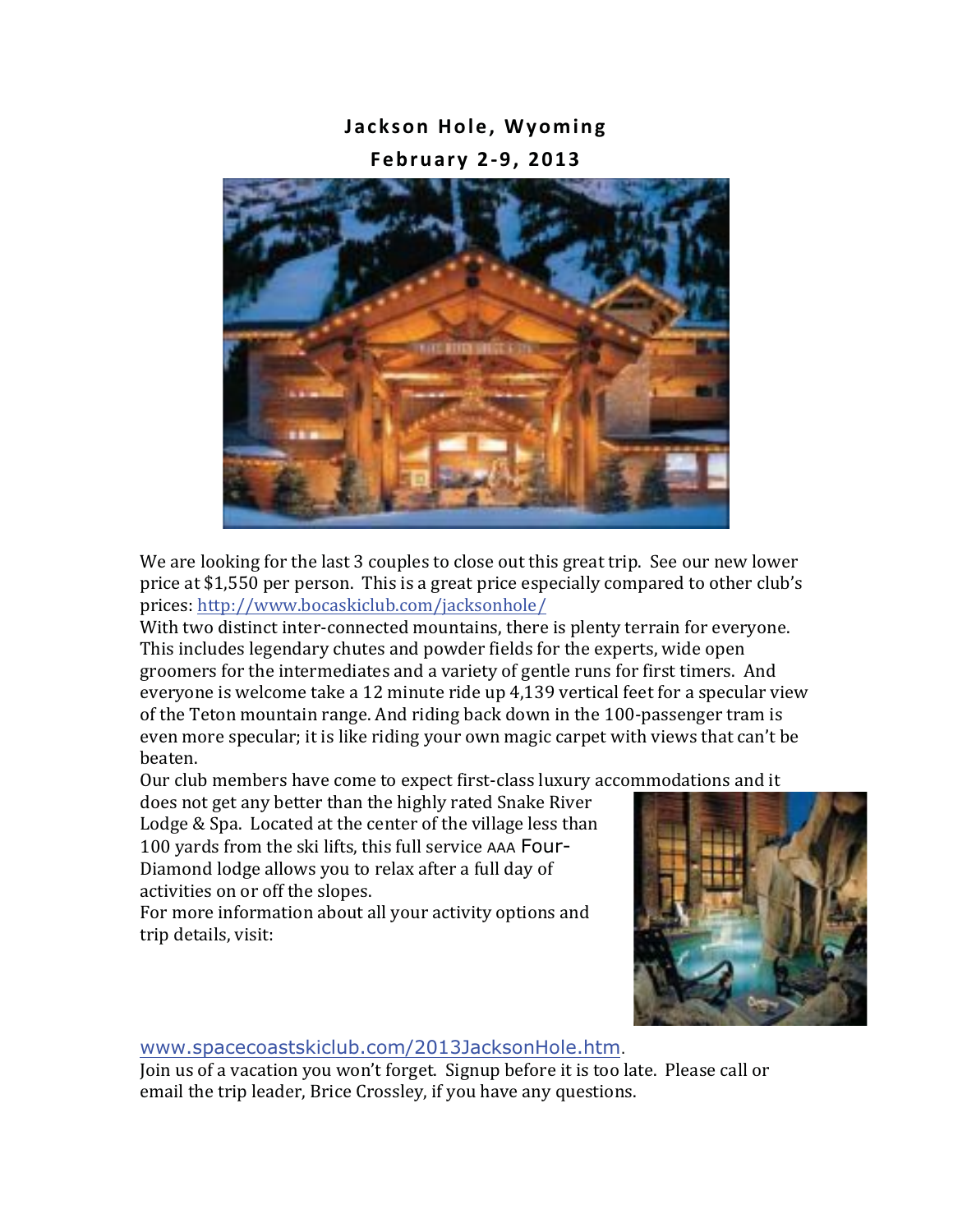# Jackson Hole, Wyoming

## February 2-9, 2013

We are looking for the last 3 couples to close out this great trip. See our new lower price at $1,550 per person. This is a great price especially compared to other club's prices: http://www.bocaskiclub.com/jacksonhole/

With two distinct inter-connected mountains, there is plenty terrain for everyone. This includes legendary chutes and powder fields for the experts, wide open groomers for the intermediates and a variety of gentle runs for first timers. And everyone is welcome take a 12 minute ride up 4,139 vertical feet for a specular view of the Teton mountain range. And riding back down in the 100-passenger tram is even more specular; it is like riding your own magic carpet with views that can't be beaten.

Our club members have come to expect first-class luxury accommodations and it does not get any better than the highly rated Snake River Lodge & Spa. Located at the center of the village less than 100 yards from the ski lifts, this full service AAA Four-Diamond lodge allows you to relax after a full day of activities on or off the slopes.

For more information about all your activity options and trip details, visit:

www.spacecoastskiclub.com/2013JacksonHole.htm.

Join us of a vacation you won't forget. Signup before it is too late. Please call or email the trip leader, Brice Crossley, if you have any questions.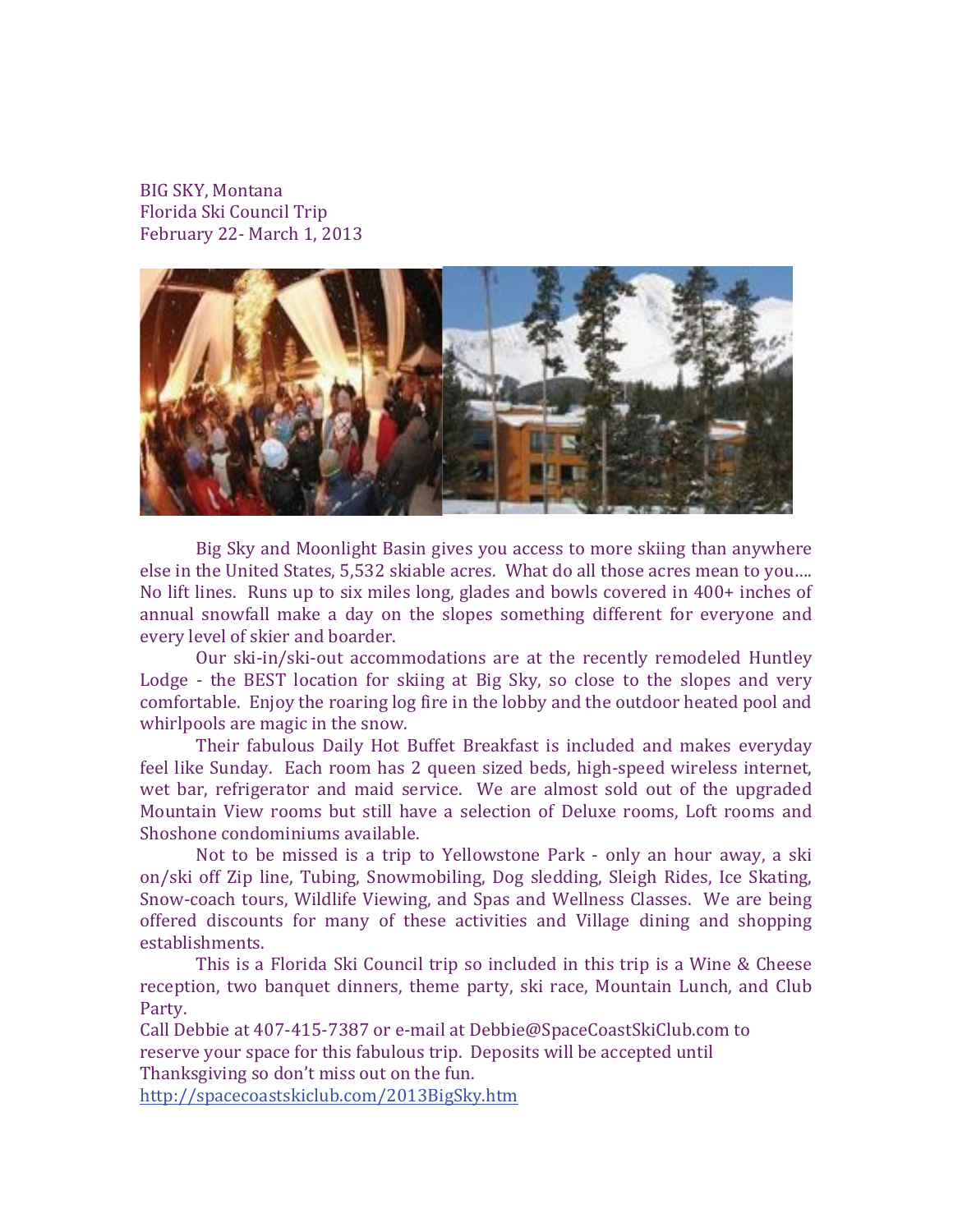BIG SKY, Montana
Florida Ski Council Trip
February 22- March 1, 2013

Big Sky and Moonlight Basin gives you access to more skiing than anywhere else in the United States, 5,532 skiable acres. What do all those acres mean to you…. No lift lines. Runs up to six miles long, glades and bowls covered in 400+ inches of annual snowfall make a day on the slopes something different for everyone and every level of skier and boarder.

Our ski-in/ski-out accommodations are at the recently remodeled Huntley Lodge - the BEST location for skiing at Big Sky, so close to the slopes and very comfortable. Enjoy the roaring log fire in the lobby and the outdoor heated pool and whirlpools are magic in the snow.

Their fabulous Daily Hot Buffet Breakfast is included and makes everyday feel like Sunday. Each room has 2 queen sized beds, high-speed wireless internet, wet bar, refrigerator and maid service. We are almost sold out of the upgraded Mountain View rooms but still have a selection of Deluxe rooms, Loft rooms and Shoshone condominiums available.

Not to be missed is a trip to Yellowstone Park - only an hour away, a ski on/ski off Zip line, Tubing, Snowmobiling, Dog sledding, Sleigh Rides, Ice Skating, Snow-coach tours, Wildlife Viewing, and Spas and Wellness Classes. We are being offered discounts for many of these activities and Village dining and shopping establishments.

This is a Florida Ski Council trip so included in this trip is a Wine & Cheese reception, two banquet dinners, theme party, ski race, Mountain Lunch, and Club Party.

Call Debbie at 407-415-7387 or e-mail at Debbie@SpaceCoastSkiClub.com to reserve your space for this fabulous trip. Deposits will be accepted until Thanksgiving so don't miss out on the fun.

http://spacecoastskiclub.com/2013BigSky.htm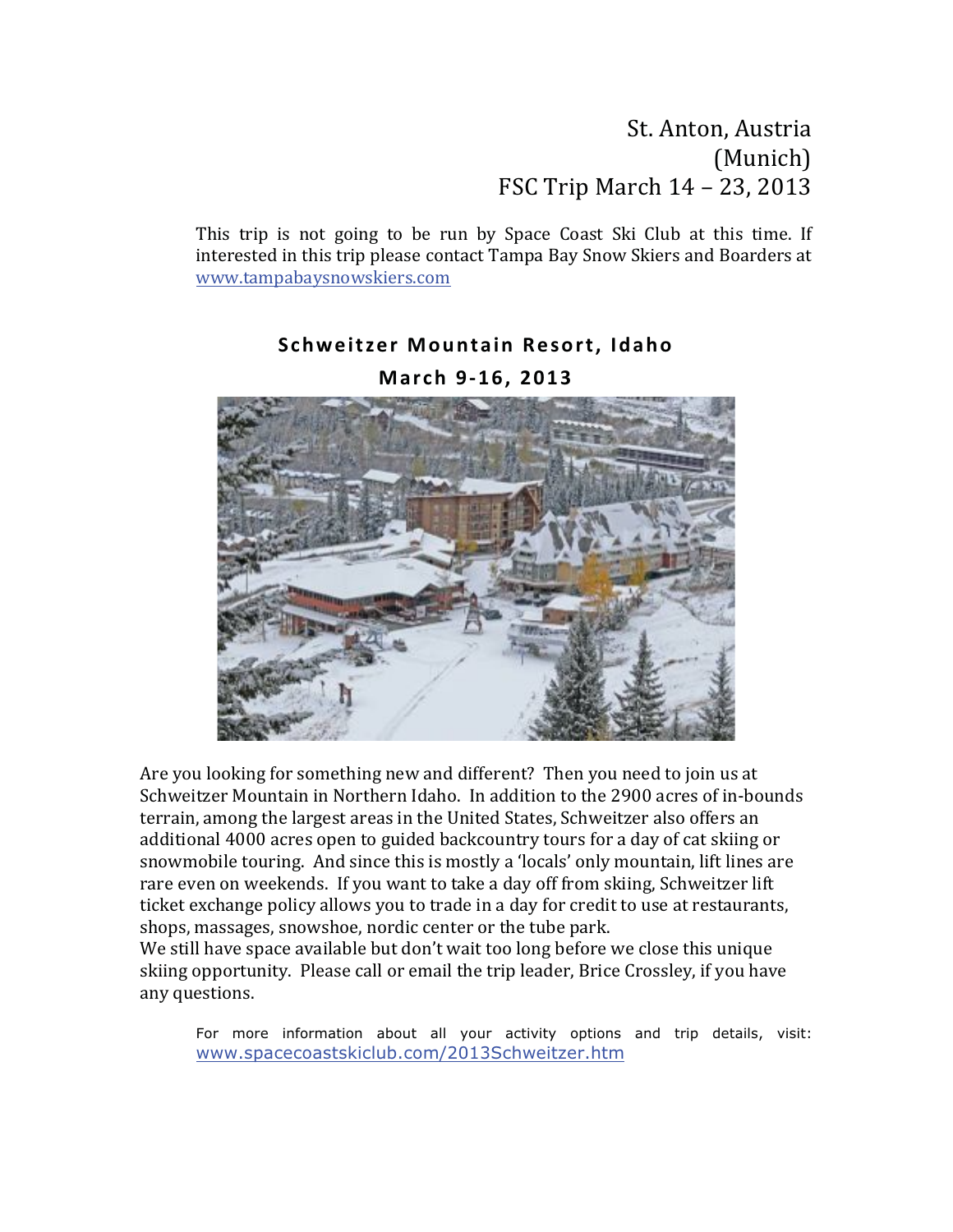# St. Anton, Austria (Munich) FSC Trip March 14 – 23, 2013

This trip is not going to be run by Space Coast Ski Club at this time. If interested in this trip please contact Tampa Bay Snow Skiers and Boarders at www.tampabaysnowskiers.com

## Schweitzer Mountain Resort, Idaho

## March 9-16, 2013

Are you looking for something new and different? Then you need to join us at Schweitzer Mountain in Northern Idaho. In addition to the 2900 acres of in-bounds terrain, among the largest areas in the United States, Schweitzer also offers an additional 4000 acres open to guided backcountry tours for a day of cat skiing or snowmobile touring. And since this is mostly a 'locals' only mountain, lift lines are rare even on weekends. If you want to take a day off from skiing, Schweitzer lift ticket exchange policy allows you to trade in a day for credit to use at restaurants, shops, massages, snowshoe, nordic center or the tube park.

We still have space available but don't wait too long before we close this unique skiing opportunity. Please call or email the trip leader, Brice Crossley, if you have any questions.

For more information about all your activity options and trip details, visit: www.spacecoastskiclub.com/2013Schweitzer.htm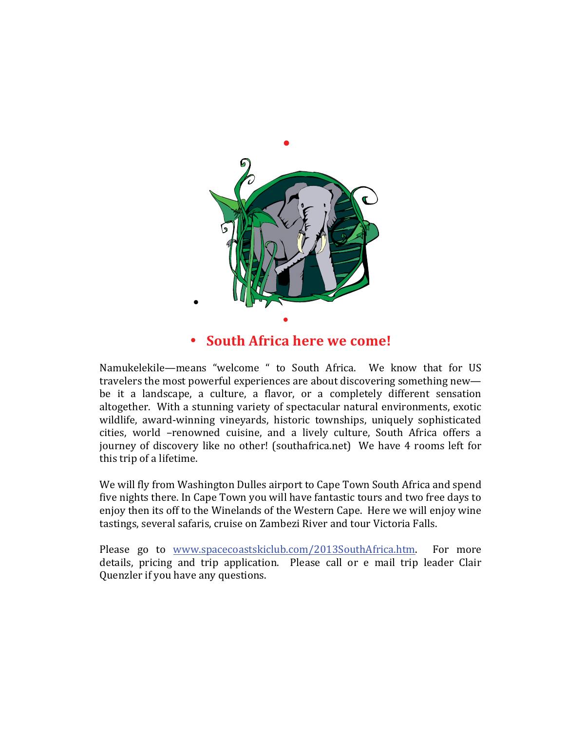## South Africa here we come!

Namukelekile—means "welcome " to South Africa. We know that for US travelers the most powerful experiences are about discovering something new—be it a landscape, a culture, a flavor, or a completely different sensation altogether. With a stunning variety of spectacular natural environments, exotic wildlife, award-winning vineyards, historic townships, uniquely sophisticated cities, world –renowned cuisine, and a lively culture, South Africa offers a journey of discovery like no other! (southafrica.net) We have 4 rooms left for this trip of a lifetime.

We will fly from Washington Dulles airport to Cape Town South Africa and spend five nights there. In Cape Town you will have fantastic tours and two free days to enjoy then its off to the Winelands of the Western Cape. Here we will enjoy wine tastings, several safaris, cruise on Zambezi River and tour Victoria Falls.

Please go to www.spacecoastskiclub.com/2013SouthAfrica.htm. For more details, pricing and trip application. Please call or e mail trip leader Clair Quenzler if you have any questions.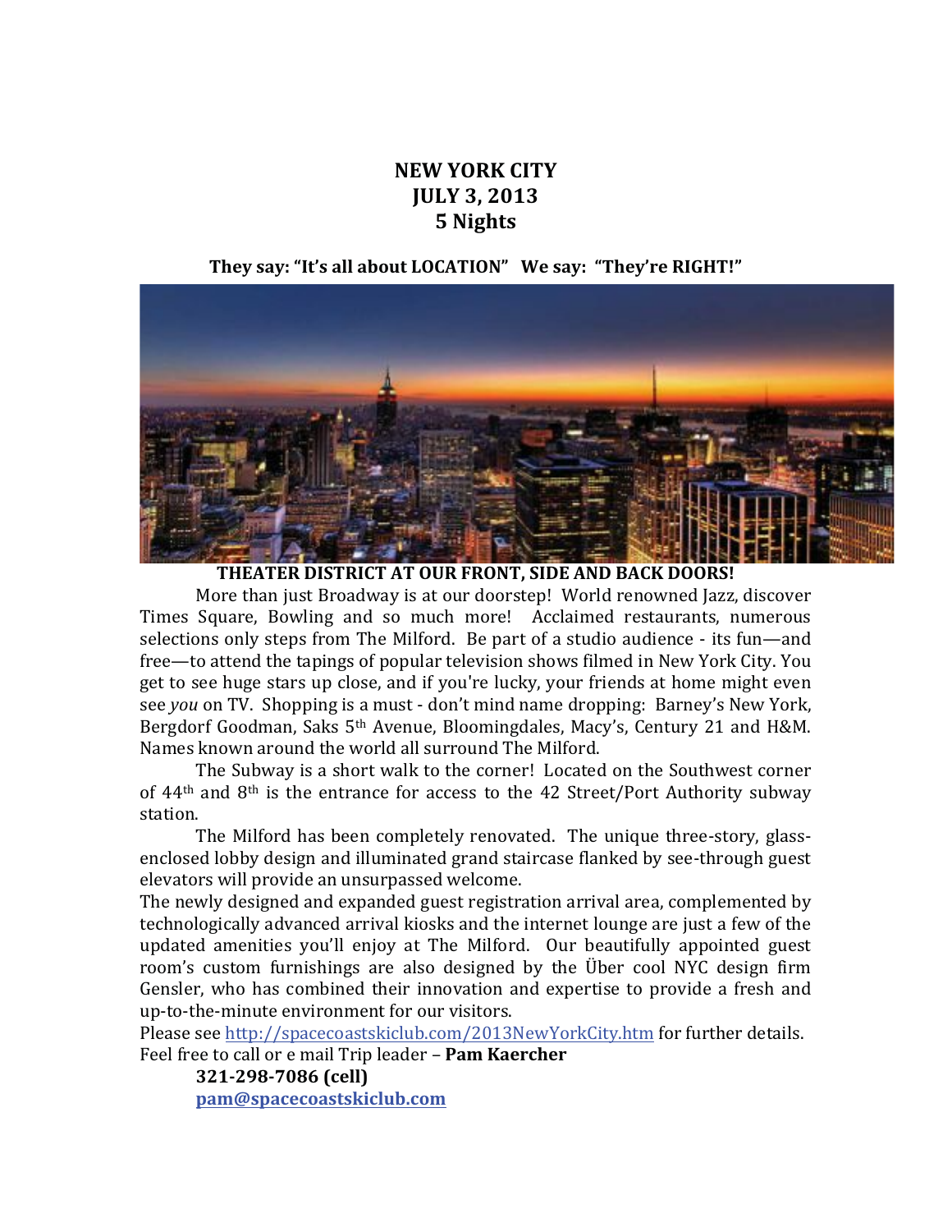# NEW YORK CITY
# JULY 3, 2013
# 5 Nights

**They say: "It's all about LOCATION" We say: "They're RIGHT!"**

**THEATER DISTRICT AT OUR FRONT, SIDE AND BACK DOORS!**

More than just Broadway is at our doorstep! World renowned Jazz, discover Times Square, Bowling and so much more! Acclaimed restaurants, numerous selections only steps from The Milford. Be part of a studio audience - its fun—and free—to attend the tapings of popular television shows filmed in New York City. You get to see huge stars up close, and if you're lucky, your friends at home might even see *you* on TV. Shopping is a must - don't mind name dropping: Barney's New York, Bergdorf Goodman, Saks 5th Avenue, Bloomingdales, Macy's, Century 21 and H&M. Names known around the world all surround The Milford.

The Subway is a short walk to the corner! Located on the Southwest corner of 44th and 8th is the entrance for access to the 42 Street/Port Authority subway station.

The Milford has been completely renovated. The unique three-story, glass-enclosed lobby design and illuminated grand staircase flanked by see-through guest elevators will provide an unsurpassed welcome.

The newly designed and expanded guest registration arrival area, complemented by technologically advanced arrival kiosks and the internet lounge are just a few of the updated amenities you'll enjoy at The Milford. Our beautifully appointed guest room's custom furnishings are also designed by the Über cool NYC design firm Gensler, who has combined their innovation and expertise to provide a fresh and up-to-the-minute environment for our visitors.

Please see http://spacecoastskiclub.com/2013NewYorkCity.htm for further details.
Feel free to call or e mail Trip leader – **Pam Kaercher**

**321-298-7086 (cell)**
**pam@spacecoastskiclub.com**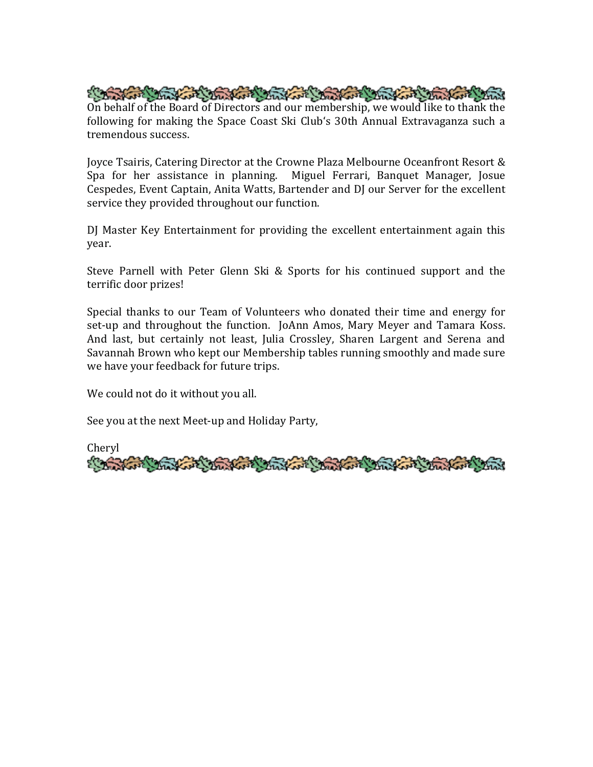On behalf of the Board of Directors and our membership, we would like to thank the following for making the Space Coast Ski Club's 30th Annual Extravaganza such a tremendous success.

Joyce Tsairis, Catering Director at the Crowne Plaza Melbourne Oceanfront Resort & Spa for her assistance in planning. Miguel Ferrari, Banquet Manager, Josue Cespedes, Event Captain, Anita Watts, Bartender and DJ our Server for the excellent service they provided throughout our function.

DJ Master Key Entertainment for providing the excellent entertainment again this year.

Steve Parnell with Peter Glenn Ski & Sports for his continued support and the terrific door prizes!

Special thanks to our Team of Volunteers who donated their time and energy for set-up and throughout the function. JoAnn Amos, Mary Meyer and Tamara Koss. And last, but certainly not least, Julia Crossley, Sharen Largent and Serena and Savannah Brown who kept our Membership tables running smoothly and made sure we have your feedback for future trips.

We could not do it without you all.

See you at the next Meet-up and Holiday Party,

Cheryl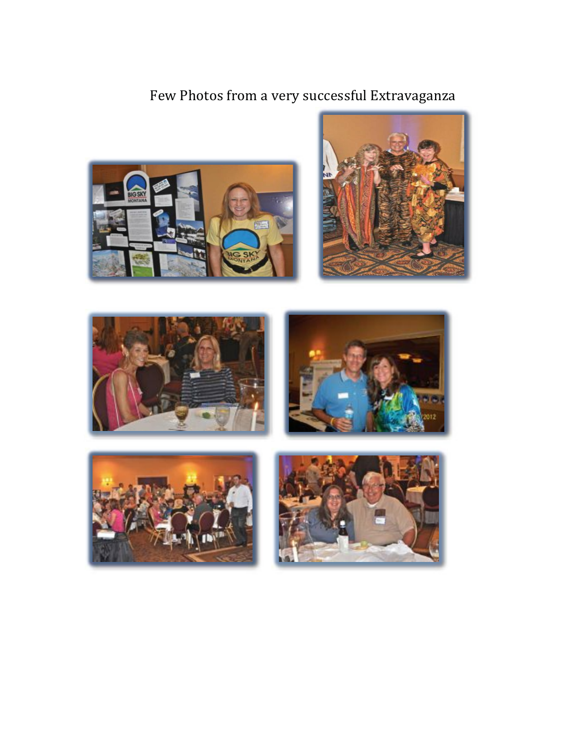Few Photos from a very successful Extravaganza